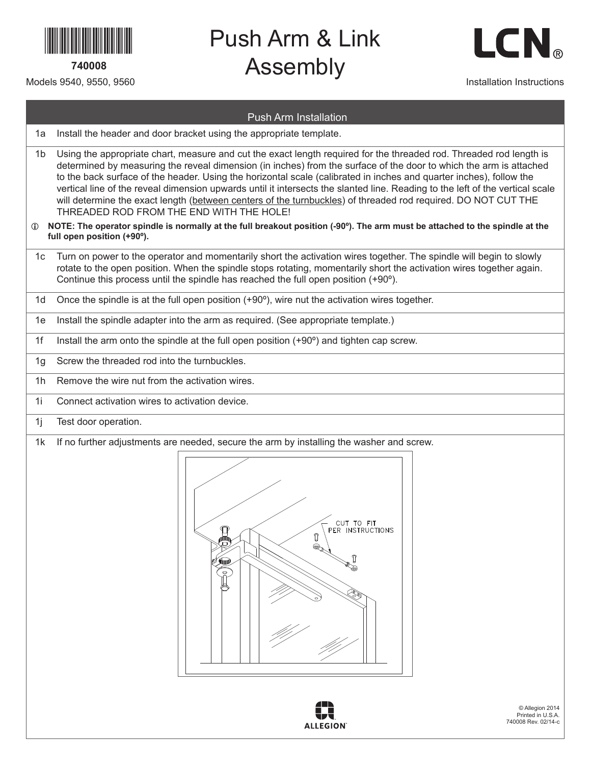740008

Models 9540, 9550, 9560

# Push Arm & Link Assembly

LCN®

Installation Instructions

## Push Arm Installation

1a Install the header and door bracket using the appropriate template.

1b Using the appropriate chart, measure and cut the exact length required for the threaded rod. Threaded rod length is determined by measuring the reveal dimension (in inches) from the surface of the door to which the arm is attached to the back surface of the header. Using the horizontal scale (calibrated in inches and quarter inches), follow the vertical line of the reveal dimension upwards until it intersects the slanted line. Reading to the left of the vertical scale will determine the exact length (between centers of the turnbuckles) of threaded rod required. DO NOT CUT THE THREADED ROD FROM THE END WITH THE HOLE!

ⓘ **NOTE: The operator spindle is normally at the full breakout position (-90º). The arm must be attached to the spindle at the full open position (+90º).**

1c Turn on power to the operator and momentarily short the activation wires together. The spindle will begin to slowly rotate to the open position. When the spindle stops rotating, momentarily short the activation wires together again. Continue this process until the spindle has reached the full open position (+90º).

1d Once the spindle is at the full open position (+90º), wire nut the activation wires together.

1e Install the spindle adapter into the arm as required. (See appropriate template.)

1f Install the arm onto the spindle at the full open position (+90º) and tighten cap screw.

1g Screw the threaded rod into the turnbuckles.

1h Remove the wire nut from the activation wires.

1i Connect activation wires to activation device.

1j Test door operation.

1k If no further adjustments are needed, secure the arm by installing the washer and screw.

CUT TO FIT PER INSTRUCTIONS

ALLEGION

© Allegion 2014
Printed in U.S.A.
740008 Rev. 02/14-c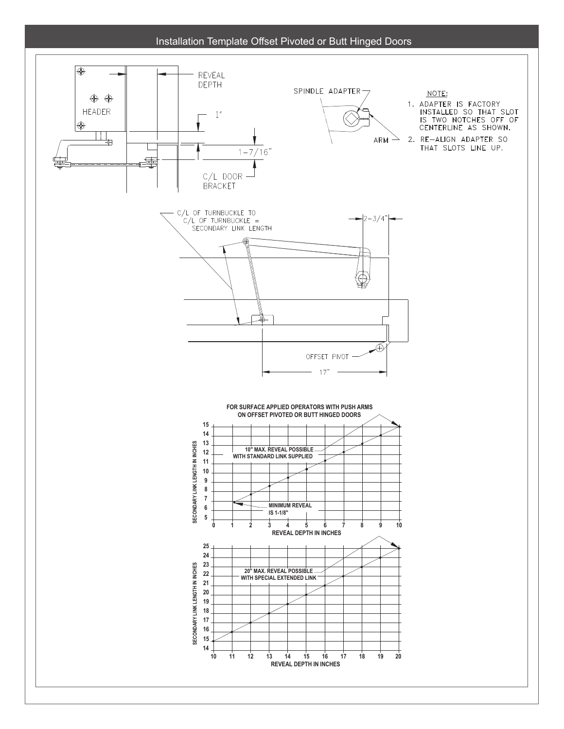## Installation Template Offset Pivoted or Butt Hinged Doors

HEADER

REVEAL DEPTH

1"

1-7/16"

C/L DOOR BRACKET

SPINDLE ADAPTER

ARM

NOTE:

1. ADAPTER IS FACTORY INSTALLED SO THAT SLOT IS TWO NOTCHES OFF OF CENTERLINE AS SHOWN.
2. RE-ALIGN ADAPTER SO THAT SLOTS LINE UP.

C/L OF TURNBUCKLE TO C/L OF TURNBUCKLE = SECONDARY LINK LENGTH

2-3/4"

OFFSET PIVOT

17"

**FOR SURFACE APPLIED OPERATORS WITH PUSH ARMS ON OFFSET PIVOTED OR BUTT HINGED DOORS**

**10" MAX. REVEAL POSSIBLE WITH STANDARD LINK SUPPLIED**

**MINIMUM REVEAL IS 1-1/8"**

**SECONDARY LINK LENGTH IN INCHES**

**REVEAL DEPTH IN INCHES**

**20" MAX. REVEAL POSSIBLE WITH SPECIAL EXTENDED LINK**

**SECONDARY LINK LENGTH IN INCHES**

**REVEAL DEPTH IN INCHES**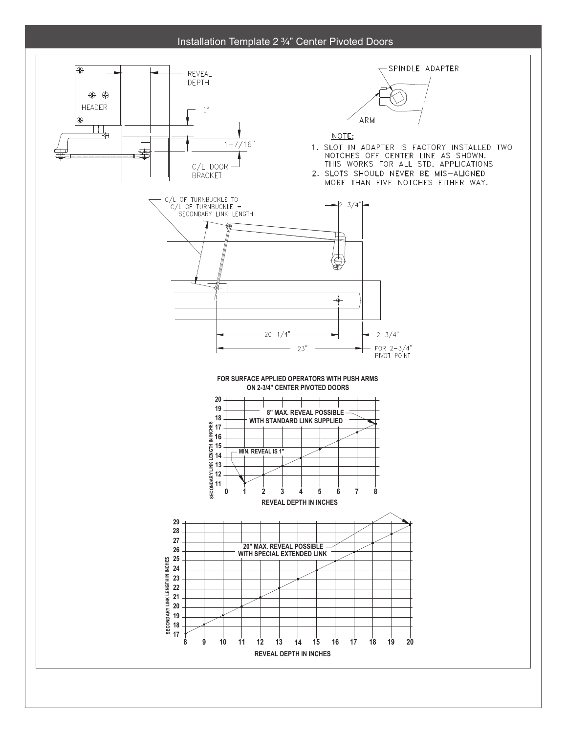# Installation Template 2 ¾" Center Pivoted Doors

HEADER

REVEAL DEPTH

1"

1-7/16"

C/L DOOR BRACKET

SPINDLE ADAPTER

ARM

NOTE:

1. SLOT IN ADAPTER IS FACTORY INSTALLED TWO NOTCHES OFF CENTER LINE AS SHOWN. THIS WORKS FOR ALL STD. APPLICATIONS
2. SLOTS SHOULD NEVER BE MIS-ALIGNED MORE THAN FIVE NOTCHES EITHER WAY.

C/L OF TURNBUCKLE TO C/L OF TURNBUCKLE = SECONDARY LINK LENGTH

2-3/4"

20-1/4"

2-3/4"

23"

FOR 2-3/4" PIVOT POINT

**FOR SURFACE APPLIED OPERATORS WITH PUSH ARMS ON 2-3/4" CENTER PIVOTED DOORS**

**8" MAX. REVEAL POSSIBLE WITH STANDARD LINK SUPPLIED**

**MIN. REVEAL IS 1"**

SECONDARY LINK LENGTH IN INCHES / REVEAL DEPTH IN INCHES

| Reveal Depth (in.) | Secondary Link Length (in.) |
|---|---|
| 1 | 11.2 |
| 2 | 12.1 |
| 3 | 13 |
| 4 | 13.9 |
| 5 | 14.8 |
| 6 | 15.7 |
| 7 | 16.6 |
| 8 | 17.5 |

**20" MAX. REVEAL POSSIBLE WITH SPECIAL EXTENDED LINK**

SECONDARY LINK LENGTH IN INCHES / REVEAL DEPTH IN INCHES

| Reveal Depth (in.) | Secondary Link Length (in.) |
|---|---|
| 8 | 17.2 |
| 9 | 18.2 |
| 10 | 19.2 |
| 11 | 20.1 |
| 12 | 21.1 |
| 13 | 22.1 |
| 14 | 23.1 |
| 15 | 24 |
| 16 | 25 |
| 17 | 26 |
| 18 | 26.9 |
| 19 | 27.9 |
| 20 | 28.9 |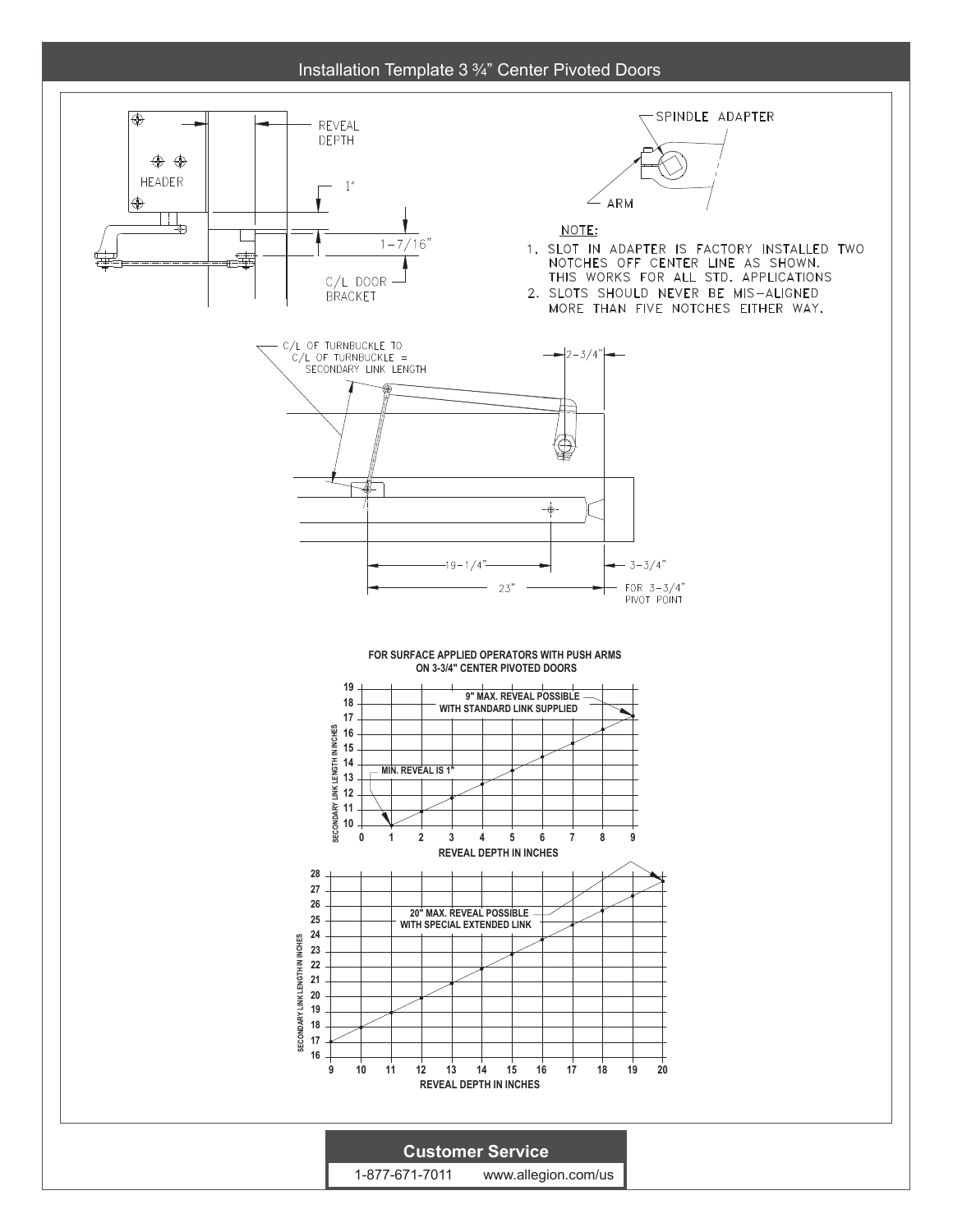## Installation Template 3 ¾" Center Pivoted Doors

HEADER

REVEAL DEPTH

1"

1-7/16"

C/L DOOR BRACKET

SPINDLE ADAPTER

ARM

NOTE:

1. SLOT IN ADAPTER IS FACTORY INSTALLED TWO NOTCHES OFF CENTER LINE AS SHOWN. THIS WORKS FOR ALL STD. APPLICATIONS
2. SLOTS SHOULD NEVER BE MIS-ALIGNED MORE THAN FIVE NOTCHES EITHER WAY.

C/L OF TURNBUCKLE TO C/L OF TURNBUCKLE = SECONDARY LINK LENGTH

2-3/4"

19-1/4"

3-3/4"

23"

FOR 3-3/4" PIVOT POINT

**FOR SURFACE APPLIED OPERATORS WITH PUSH ARMS ON 3-3/4" CENTER PIVOTED DOORS**

SECONDARY LINK LENGTH IN INCHES

19
18
17
16
15
14
13
12
11
10

9" MAX. REVEAL POSSIBLE WITH STANDARD LINK SUPPLIED

MIN. REVEAL IS 1"

0 1 2 3 4 5 6 7 8 9

REVEAL DEPTH IN INCHES

SECONDARY LINK LENGTH IN INCHES

28
27
26
25
24
23
22
21
20
19
18
17
16

20" MAX. REVEAL POSSIBLE WITH SPECIAL EXTENDED LINK

9 10 11 12 13 14 15 16 17 18 19 20

REVEAL DEPTH IN INCHES

**Customer Service**

1-877-671-7011 www.allegion.com/us